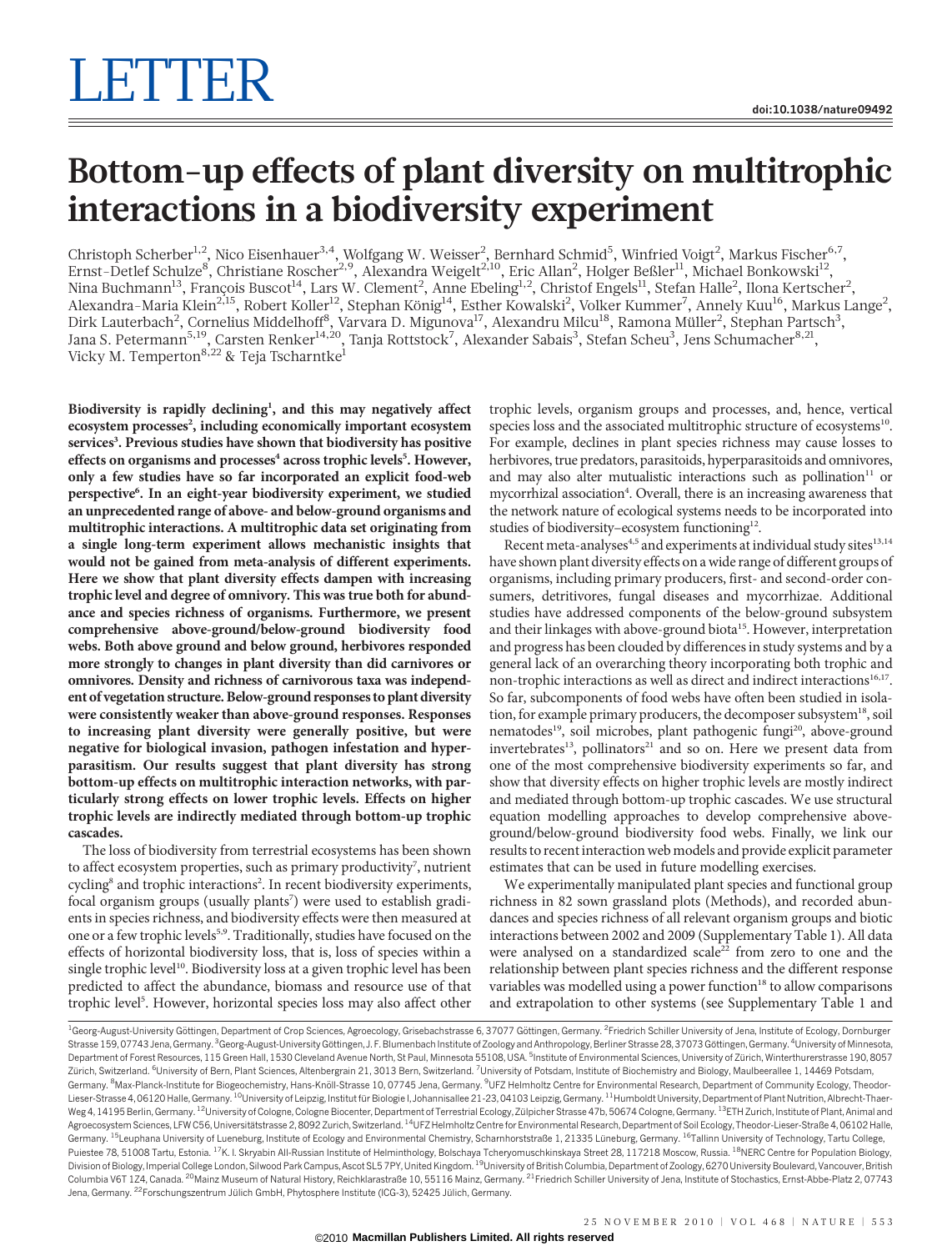# LETTER

doi:10.1038/nature09492

# Bottom-up effects of plant diversity on multitrophic interactions in a biodiversity experiment

Christoph Scherber[1,2], Nico Eisenhauer[3,4], Wolfgang W. Weisser[2], Bernhard Schmid[5], Winfried Voigt[2], Markus Fischer[6,7], Ernst-Detlef Schulze[8], Christiane Roscher[2,9], Alexandra Weigelt[2,10], Eric Allan[2], Holger Beßler[11], Michael Bonkowski[12], Nina Buchmann[13], François Buscot[14], Lars W. Clement[2], Anne Ebeling[2], Christof Engels[11], Stefan Halle[2], Ilona Kertscher[2], Alexandra-Maria Klein[2,15], Robert Koller[12], Stephan König[14], Esther Kowalski[2], Volker Kummer[7], Annely Kuu[16], Markus Lange[2], Dirk Lauterbach[2], Cornelius Middelhoff[8], Varvara D. Migunova[17], Alexandru Milcu[18], Ramona Müller[2], Stephan Partsch[3], Jana S. Petermann[5,19], Carsten Renker[14,20], Tanja Rottstock[7], Alexander Sabais[3], Stefan Scheu[3], Jens Schumacher[8,21], Vicky M. Temperton[8,22] & Teja Tscharntke[1]

**Biodiversity is rapidly declining[1], and this may negatively affect ecosystem processes[2], including economically important ecosystem services[3]. Previous studies have shown that biodiversity has positive effects on organisms and processes[4] across trophic levels[5]. However, only a few studies have so far incorporated an explicit food-web perspective[6]. In an eight-year biodiversity experiment, we studied an unprecedented range of above- and below-ground organisms and multitrophic interactions. A multitrophic data set originating from a single long-term experiment allows mechanistic insights that would not be gained from meta-analysis of different experiments. Here we show that plant diversity effects dampen with increasing trophic level and degree of omnivory. This was true both for abundance and species richness of organisms. Furthermore, we present comprehensive above-ground/below-ground biodiversity food webs. Both above ground and below ground, herbivores responded more strongly to changes in plant diversity than did carnivores or omnivores. Density and richness of carnivorous taxa was independent of vegetation structure. Below-ground responses to plant diversity were consistently weaker than above-ground responses. Responses to increasing plant diversity were generally positive, but were negative for biological invasion, pathogen infestation and hyperparasitism. Our results suggest that plant diversity has strong bottom-up effects on multitrophic interaction networks, with particularly strong effects on lower trophic levels. Effects on higher trophic levels are indirectly mediated through bottom-up trophic cascades.**

The loss of biodiversity from terrestrial ecosystems has been shown to affect ecosystem properties, such as primary productivity[7], nutrient cycling[8] and trophic interactions[2]. In recent biodiversity experiments, focal organism groups (usually plants[7]) were used to establish gradients in species richness, and biodiversity effects were then measured at one or a few trophic levels[5,9]. Traditionally, studies have focused on the effects of horizontal biodiversity loss, that is, loss of species within a single trophic level[10]. Biodiversity loss at a given trophic level has been predicted to affect the abundance, biomass and resource use of that trophic level[5]. However, horizontal species loss may also affect other trophic levels, organism groups and processes, and, hence, vertical species loss and the associated multitrophic structure of ecosystems[10]. For example, declines in plant species richness may cause losses to herbivores, true predators, parasitoids, hyperparasitoids and omnivores, and may also alter mutualistic interactions such as pollination[11] or mycorrhizal association[4]. Overall, there is an increasing awareness that the network nature of ecological systems needs to be incorporated into studies of biodiversity–ecosystem functioning[12].

Recent meta-analyses[4,5] and experiments at individual study sites[13,14] have shown plant diversity effects on a wide range of different groups of organisms, including primary producers, first- and second-order consumers, detritivores, fungal diseases and mycorrhizae. Additional studies have addressed components of the below-ground subsystem and their linkages with above-ground biota[15]. However, interpretation and progress has been clouded by differences in study systems and by a general lack of an overarching theory incorporating both trophic and non-trophic interactions as well as direct and indirect interactions[16,17]. So far, subcomponents of food webs have often been studied in isolation, for example primary producers, the decomposer subsystem[18], soil nematodes[19], soil microbes, plant pathogenic fungi[20], above-ground invertebrates[13], pollinators[21] and so on. Here we present data from one of the most comprehensive biodiversity experiments so far, and show that diversity effects on higher trophic levels are mostly indirect and mediated through bottom-up trophic cascades. We use structural equation modelling approaches to develop comprehensive above-ground/below-ground biodiversity food webs. Finally, we link our results to recent interaction web models and provide explicit parameter estimates that can be used in future modelling exercises.

We experimentally manipulated plant species and functional group richness in 82 sown grassland plots (Methods), and recorded abundances and species richness of all relevant organism groups and biotic interactions between 2002 and 2009 (Supplementary Table 1). All data were analysed on a standardized scale[22] from zero to one and the relationship between plant species richness and the different response variables was modelled using a power function[18] to allow comparisons and extrapolation to other systems (see Supplementary Table 1 and

[1]Georg-August-University Göttingen, Department of Crop Sciences, Agroecology, Grisebachstrasse 6, 37077 Göttingen, Germany. [2]Friedrich Schiller University of Jena, Institute of Ecology, Dornburger Strasse 159, 07743 Jena, Germany. [3]Georg-August-University Göttingen, J. F. Blumenbach Institute of Zoology and Anthropology, Berliner Strasse 28, 37073 Göttingen, Germany. [4]University of Minnesota, Department of Forest Resources, 115 Green Hall, 1530 Cleveland Avenue North, St Paul, Minnesota 55108, USA. [5]Institute of Environmental Sciences, University of Zürich, Winterthurerstrasse 190, 8057 Zürich, Switzerland. [6]University of Bern, Plant Sciences, Altenbergrain 21, 3013 Bern, Switzerland. [7]University of Potsdam, Institute of Biochemistry and Biology, Maulbeerallee 1, 14469 Potsdam, Germany. [8]Max-Planck-Institute for Biogeochemistry, Hans-Knöll-Strasse 10, 07745 Jena, Germany. [9]UFZ Helmholtz Centre for Environmental Research, Department of Community Ecology, Theodor-Lieser-Strasse 4, 06120 Halle, Germany. [10]University of Leipzig, Institut für Biologie I, Johannisallee 21-23, 04103 Leipzig, Germany. [11]Humboldt University, Department of Plant Nutrition, Albrecht-Thaer-Weg 4, 14195 Berlin, Germany. [12]University of Cologne, Cologne Biocenter, Department of Terrestrial Ecology, Zülpicher Strasse 47b, 50674 Cologne, Germany. [13]ETH Zurich, Institute of Plant, Animal and Agroecosystem Sciences, LFW C56, Universitätstrasse 2, 8092 Zurich, Switzerland. [14]UFZ Helmholtz Centre for Environmental Research, Department of Soil Ecology, Theodor-Lieser-Straße 4, 06102 Halle, Germany. [15]Leuphana University of Lueneburg, Institute of Ecology and Environmental Chemistry, Scharnhorststraße 1, 21335 Lüneburg, Germany. [16]Tallinn University of Technology, Tartu College, Puiestee 78, 51008 Tartu, Estonia. [17]K. I. Skryabin All-Russian Institute of Helminthology, Bolschaya Tcheryomushkinskaya Street 28, 117218 Moscow, Russia. [18]NERC Centre for Population Biology, Division of Biology, Imperial College London, Silwood Park Campus, Ascot SL5 7PY, United Kingdom. [19]University of British Columbia, Department of Zoology, 6270 University Boulevard, Vancouver, British Columbia V6T 1Z4, Canada. [20]Mainz Museum of Natural History, Reichklarastraße 10, 55116 Mainz, Germany. [21]Friedrich Schiller University of Jena, Institute of Stochastics, Ernst-Abbe-Platz 2, 07743 Jena, Germany. [22]Forschungszentrum Jülich GmbH, Phytosphere Institute (ICG-3), 52425 Jülich, Germany.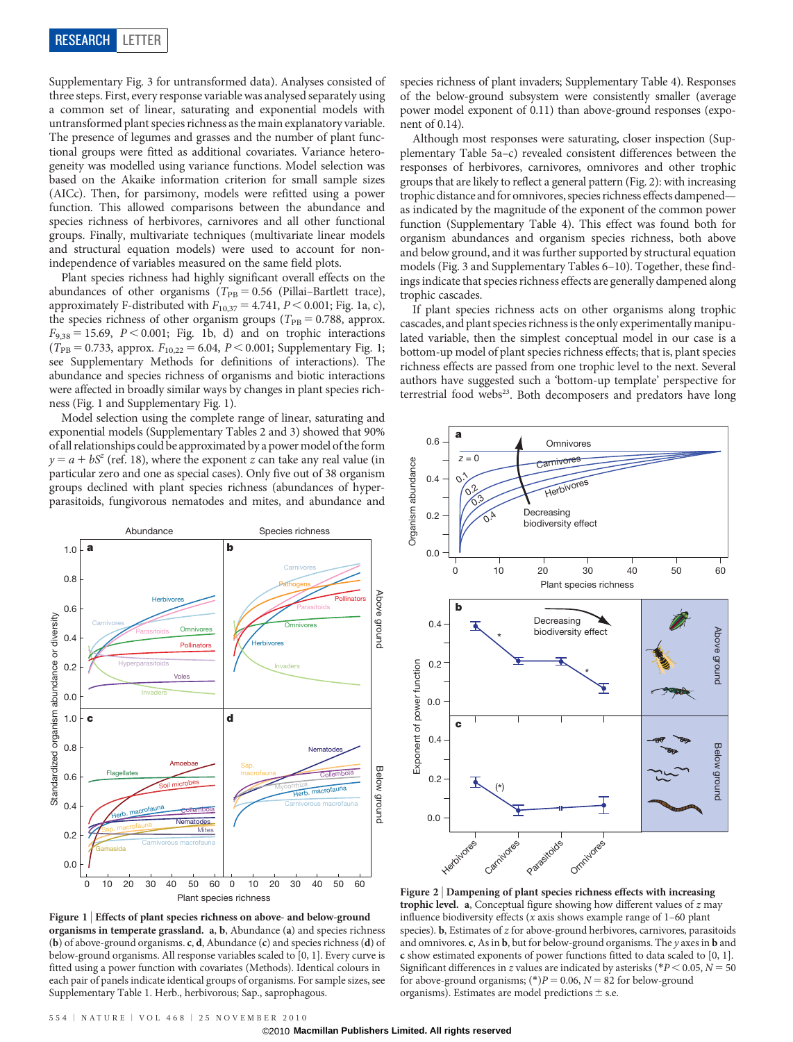Supplementary Fig. 3 for untransformed data). Analyses consisted of three steps. First, every response variable was analysed separately using a common set of linear, saturating and exponential models with untransformed plant species richness as the main explanatory variable. The presence of legumes and grasses and the number of plant functional groups were fitted as additional covariates. Variance heterogeneity was modelled using variance functions. Model selection was based on the Akaike information criterion for small sample sizes (AICc). Then, for parsimony, models were refitted using a power function. This allowed comparisons between the abundance and species richness of herbivores, carnivores and all other functional groups. Finally, multivariate techniques (multivariate linear models and structural equation models) were used to account for non-independence of variables measured on the same field plots.

Plant species richness had highly significant overall effects on the abundances of other organisms ($T_{PB} = 0.56$ (Pillai–Bartlett trace), approximately F-distributed with $F_{10,37} = 4.741$, $P < 0.001$; Fig. 1a, c), the species richness of other organism groups ($T_{PB} = 0.788$, approx. $F_{9,38} = 15.69$, $P < 0.001$; Fig. 1b, d) and on trophic interactions ($T_{PB} = 0.733$, approx. $F_{10,22} = 6.04$, $P < 0.001$; Supplementary Fig. 1; see Supplementary Methods for definitions of interactions). The abundance and species richness of organisms and biotic interactions were affected in broadly similar ways by changes in plant species richness (Fig. 1 and Supplementary Fig. 1).

Model selection using the complete range of linear, saturating and exponential models (Supplementary Tables 2 and 3) showed that 90% of all relationships could be approximated by a power model of the form $y = a + bS^z$ (ref. 18), where the exponent $z$ can take any real value (in particular zero and one as special cases). Only five out of 38 organism groups declined with plant species richness (abundances of hyperparasitoids, fungivorous nematodes and mites, and abundance and species richness of plant invaders; Supplementary Table 4). Responses of the below-ground subsystem were consistently smaller (average power model exponent of 0.11) than above-ground responses (exponent of 0.14).

Although most responses were saturating, closer inspection (Supplementary Table 5a–c) revealed consistent differences between the responses of herbivores, carnivores, omnivores and other trophic groups that are likely to reflect a general pattern (Fig. 2): with increasing trophic distance and for omnivores, species richness effects dampened—as indicated by the magnitude of the exponent of the common power function (Supplementary Table 4). This effect was found both for organism abundances and organism species richness, both above and below ground, and it was further supported by structural equation models (Fig. 3 and Supplementary Tables 6–10). Together, these findings indicate that species richness effects are generally dampened along trophic cascades.

If plant species richness acts on other organisms along trophic cascades, and plant species richness is the only experimentally manipulated variable, then the simplest conceptual model in our case is a bottom-up model of plant species richness effects; that is, plant species richness effects are passed from one trophic level to the next. Several authors have suggested such a 'bottom-up template' perspective for terrestrial food webs[23]. Both decomposers and predators have long

**Figure 1 | Effects of plant species richness on above- and below-ground organisms in temperate grassland.** **a**, **b**, Abundance (**a**) and species richness (**b**) of above-ground organisms. **c**, **d**, Abundance (**c**) and species richness (**d**) of below-ground organisms. All response variables scaled to [0, 1]. Every curve is fitted using a power function with covariates (Methods). Identical colours in each pair of panels indicate identical groups of organisms. For sample sizes, see Supplementary Table 1. Herb., herbivorous; Sap., saprophagous.

**Figure 2 | Dampening of plant species richness effects with increasing trophic level.** **a**, Conceptual figure showing how different values of $z$ may influence biodiversity effects ($x$ axis shows example range of 1–60 plant species). **b**, Estimates of $z$ for above-ground herbivores, carnivores, parasitoids and omnivores. **c**, As in **b**, but for below-ground organisms. The $y$ axes in **b** and **c** show estimated exponents of power functions fitted to data scaled to [0, 1]. Significant differences in $z$ values are indicated by asterisks (*$P < 0.05$, $N = 50$ for above-ground organisms; (*)$P = 0.06$, $N = 82$ for below-ground organisms). Estimates are model predictions ± s.e.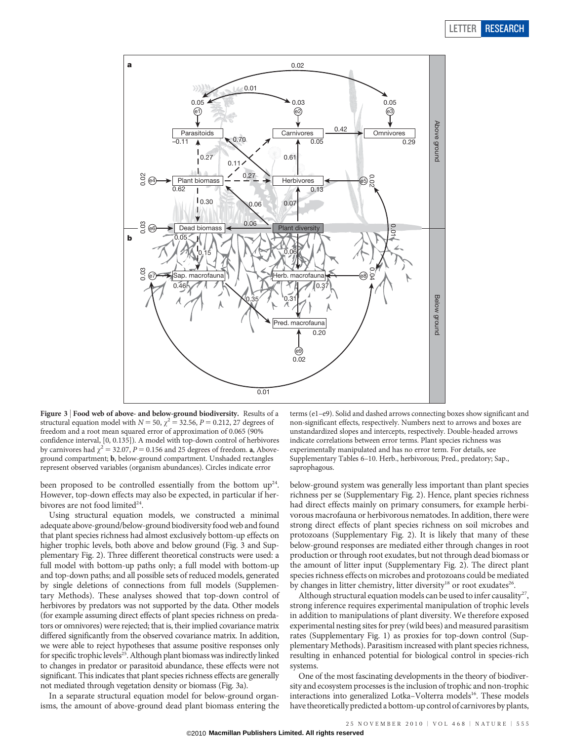**Figure 3 | Food web of above- and below-ground biodiversity.** Results of a structural equation model with $N = 50$, $\chi^2 = 32.56$, $P = 0.212$, 27 degrees of freedom and a root mean squared error of approximation of 0.065 (90% confidence interval, [0, 0.135]). A model with top-down control of herbivores by carnivores had $\chi^2 = 32.07$, $P = 0.156$ and 25 degrees of freedom. **a**, Above-ground compartment; **b**, below-ground compartment. Unshaded rectangles represent observed variables (organism abundances). Circles indicate error terms (e1–e9). Solid and dashed arrows connecting boxes show significant and non-significant effects, respectively. Numbers next to arrows and boxes are unstandardized slopes and intercepts, respectively. Double-headed arrows indicate correlations between error terms. Plant species richness was experimentally manipulated and has no error term. For details, see Supplementary Tables 6–10. Herb., herbivorous; Pred., predatory; Sap., saprophagous.

been proposed to be controlled essentially from the bottom up[24]. However, top-down effects may also be expected, in particular if herbivores are not food limited[24].

Using structural equation models, we constructed a minimal adequate above-ground/below-ground biodiversity food web and found that plant species richness had almost exclusively bottom-up effects on higher trophic levels, both above and below ground (Fig. 3 and Supplementary Fig. 2). Three different theoretical constructs were used: a full model with bottom-up paths only; a full model with bottom-up and top-down paths; and all possible sets of reduced models, generated by single deletions of connections from full models (Supplementary Methods). These analyses showed that top-down control of herbivores by predators was not supported by the data. Other models (for example assuming direct effects of plant species richness on predators or omnivores) were rejected; that is, their implied covariance matrix differed significantly from the observed covariance matrix. In addition, we were able to reject hypotheses that assume positive responses only for specific trophic levels[25]. Although plant biomass was indirectly linked to changes in predator or parasitoid abundance, these effects were not significant. This indicates that plant species richness effects are generally not mediated through vegetation density or biomass (Fig. 3a).

In a separate structural equation model for below-ground organisms, the amount of above-ground dead plant biomass entering the below-ground system was generally less important than plant species richness per se (Supplementary Fig. 2). Hence, plant species richness had direct effects mainly on primary consumers, for example herbivorous macrofauna or herbivorous nematodes. In addition, there were strong direct effects of plant species richness on soil microbes and protozoans (Supplementary Fig. 2). It is likely that many of these below-ground responses are mediated either through changes in root production or through root exudates, but not through dead biomass or the amount of litter input (Supplementary Fig. 2). The direct plant species richness effects on microbes and protozoans could be mediated by changes in litter chemistry, litter diversity[18] or root exudates[26].

Although structural equation models can be used to infer causality[27], strong inference requires experimental manipulation of trophic levels in addition to manipulations of plant diversity. We therefore exposed experimental nesting sites for prey (wild bees) and measured parasitism rates (Supplementary Fig. 1) as proxies for top-down control (Supplementary Methods). Parasitism increased with plant species richness, resulting in enhanced potential for biological control in species-rich systems.

One of the most fascinating developments in the theory of biodiversity and ecosystem processes is the inclusion of trophic and non-trophic interactions into generalized Lotka–Volterra models[16]. These models have theoretically predicted a bottom-up control of carnivores by plants,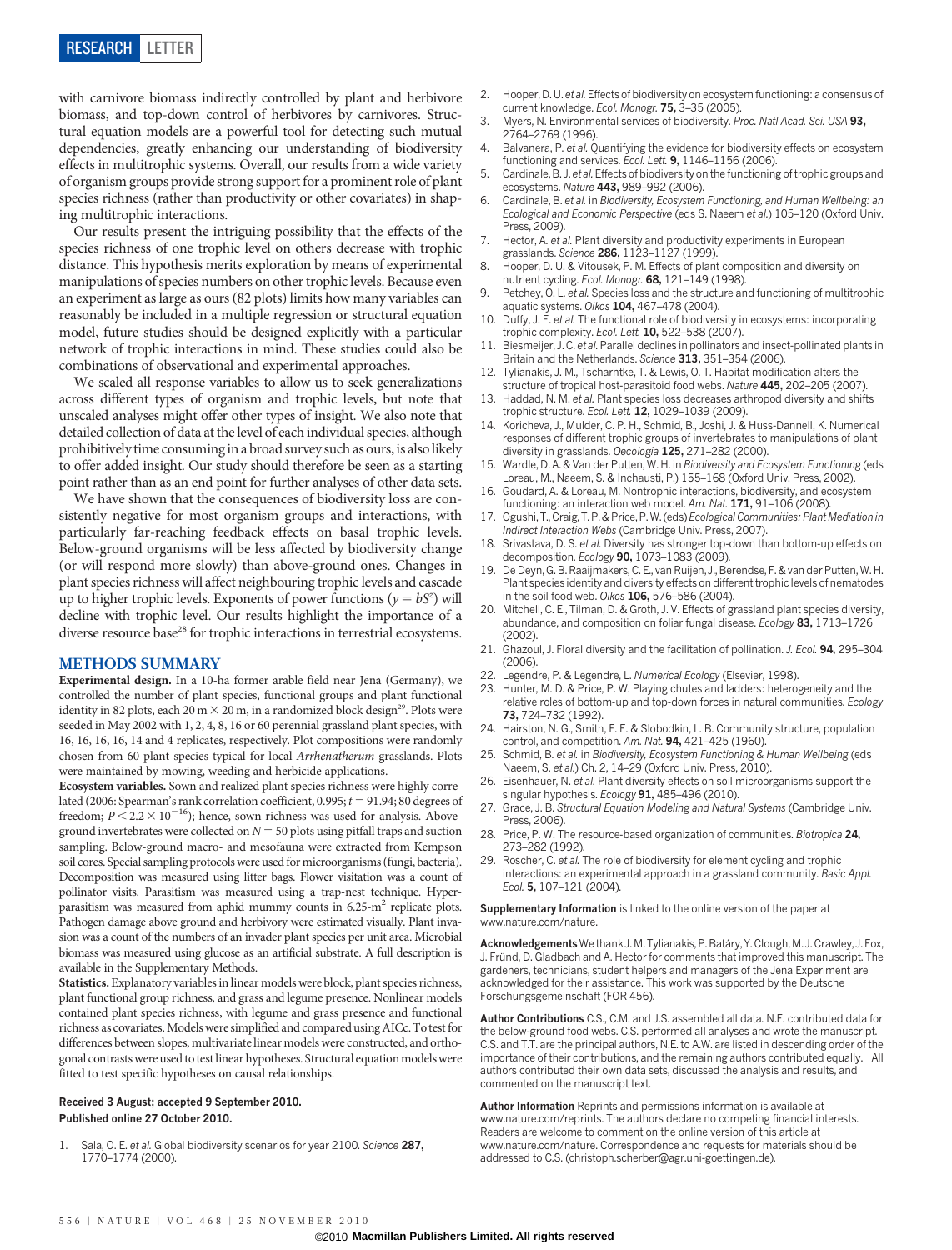with carnivore biomass indirectly controlled by plant and herbivore biomass, and top-down control of herbivores by carnivores. Structural equation models are a powerful tool for detecting such mutual dependencies, greatly enhancing our understanding of biodiversity effects in multitrophic systems. Overall, our results from a wide variety of organism groups provide strong support for a prominent role of plant species richness (rather than productivity or other covariates) in shaping multitrophic interactions.

Our results present the intriguing possibility that the effects of the species richness of one trophic level on others decrease with trophic distance. This hypothesis merits exploration by means of experimental manipulations of species numbers on other trophic levels. Because even an experiment as large as ours (82 plots) limits how many variables can reasonably be included in a multiple regression or structural equation model, future studies should be designed explicitly with a particular network of trophic interactions in mind. These studies could also be combinations of observational and experimental approaches.

We scaled all response variables to allow us to seek generalizations across different types of organism and trophic levels, but note that unscaled analyses might offer other types of insight. We also note that detailed collection of data at the level of each individual species, although prohibitively time consuming in a broad survey such as ours, is also likely to offer added insight. Our study should therefore be seen as a starting point rather than as an end point for further analyses of other data sets.

We have shown that the consequences of biodiversity loss are consistently negative for most organism groups and interactions, with particularly far-reaching feedback effects on basal trophic levels. Below-ground organisms will be less affected by biodiversity change (or will respond more slowly) than above-ground ones. Changes in plant species richness will affect neighbouring trophic levels and cascade up to higher trophic levels. Exponents of power functions ($y = bS^z$) will decline with trophic level. Our results highlight the importance of a diverse resource base[28] for trophic interactions in terrestrial ecosystems.

## METHODS SUMMARY

**Experimental design.** In a 10-ha former arable field near Jena (Germany), we controlled the number of plant species, functional groups and plant functional identity in 82 plots, each 20 m × 20 m, in a randomized block design[29]. Plots were seeded in May 2002 with 1, 2, 4, 8, 16 or 60 perennial grassland plant species, with 16, 16, 16, 16, 14 and 4 replicates, respectively. Plot compositions were randomly chosen from 60 plant species typical for local *Arrhenatherum* grasslands. Plots were maintained by mowing, weeding and herbicide applications.

**Ecosystem variables.** Sown and realized plant species richness were highly correlated (2006: Spearman's rank correlation coefficient, 0.995; $t = 91.94$; 80 degrees of freedom; $P < 2.2 \times 10^{-16}$); hence, sown richness was used for analysis. Above-ground invertebrates were collected on $N = 50$ plots using pitfall traps and suction sampling. Below-ground macro- and mesofauna were extracted from Kempson soil cores. Special sampling protocols were used for microorganisms (fungi, bacteria). Decomposition was measured using litter bags. Flower visitation was a count of pollinator visits. Parasitism was measured using a trap-nest technique. Hyperparasitism was measured from aphid mummy counts in 6.25-m$^2$ replicate plots. Pathogen damage above ground and herbivory were estimated visually. Plant invasion was a count of the numbers of an invader plant species per unit area. Microbial biomass was measured using glucose as an artificial substrate. A full description is available in the Supplementary Methods.

**Statistics.** Explanatory variables in linear models were block, plant species richness, plant functional group richness, and grass and legume presence. Nonlinear models contained plant species richness, with legume and grass presence and functional richness as covariates. Models were simplified and compared using AICc. To test for differences between slopes, multivariate linear models were constructed, and orthogonal contrasts were used to test linear hypotheses. Structural equation models were fitted to test specific hypotheses on causal relationships.

**Received 3 August; accepted 9 September 2010.**
**Published online 27 October 2010.**

1. Sala, O. E. *et al.* Global biodiversity scenarios for year 2100. *Science* **287,** 1770–1774 (2000).
2. Hooper, D. U. *et al.* Effects of biodiversity on ecosystem functioning: a consensus of current knowledge. *Ecol. Monogr.* **75,** 3–35 (2005).
3. Myers, N. Environmental services of biodiversity. *Proc. Natl Acad. Sci. USA* **93,** 2764–2769 (1996).
4. Balvanera, P. *et al.* Quantifying the evidence for biodiversity effects on ecosystem functioning and services. *Ecol. Lett.* **9,** 1146–1156 (2006).
5. Cardinale, B. J. *et al.* Effects of biodiversity on the functioning of trophic groups and ecosystems. *Nature* **443,** 989–992 (2006).
6. Cardinale, B. *et al.* in *Biodiversity, Ecosystem Functioning, and Human Wellbeing: an Ecological and Economic Perspective* (eds S. Naeem *et al.*) 105–120 (Oxford Univ. Press, 2009).
7. Hector, A. *et al.* Plant diversity and productivity experiments in European grasslands. *Science* **286,** 1123–1127 (1999).
8. Hooper, D. U. & Vitousek, P. M. Effects of plant composition and diversity on nutrient cycling. *Ecol. Monogr.* **68,** 121–149 (1998).
9. Petchey, O. L. *et al.* Species loss and the structure and functioning of multitrophic aquatic systems. *Oikos* **104,** 467–478 (2004).
10. Duffy, J. E. *et al.* The functional role of biodiversity in ecosystems: incorporating trophic complexity. *Ecol. Lett.* **10,** 522–538 (2007).
11. Biesmeijer, J. C. *et al.* Parallel declines in pollinators and insect-pollinated plants in Britain and the Netherlands. *Science* **313,** 351–354 (2006).
12. Tylianakis, J. M., Tscharntke, T. & Lewis, O. T. Habitat modification alters the structure of tropical host-parasitoid food webs. *Nature* **445,** 202–205 (2007).
13. Haddad, N. M. *et al.* Plant species loss decreases arthropod diversity and shifts trophic structure. *Ecol. Lett.* **12,** 1029–1039 (2009).
14. Koricheva, J., Mulder, C. P. H., Schmid, B., Joshi, J. & Huss-Dannell, K. Numerical responses of different trophic groups of invertebrates to manipulations of plant diversity in grasslands. *Oecologia* **125,** 271–282 (2000).
15. Wardle, D. A. & Van der Putten, W. H. in *Biodiversity and Ecosystem Functioning* (eds Loreau, M., Naeem, S. & Inchausti, P.) 155–168 (Oxford Univ. Press, 2002).
16. Goudard, A. & Loreau, M. Nontrophic interactions, biodiversity, and ecosystem functioning: an interaction web model. *Am. Nat.* **171,** 91–106 (2008).
17. Ogushi, T., Craig, T. P. & Price, P. W. (eds) *Ecological Communities: Plant Mediation in Indirect Interaction Webs* (Cambridge Univ. Press, 2007).
18. Srivastava, D. S. *et al.* Diversity has stronger top-down than bottom-up effects on decomposition. *Ecology* **90,** 1073–1083 (2009).
19. De Deyn, G. B, Raaijmakers, C. E., van Ruijen, J., Berendse, F. & van der Putten, W. H. Plant species identity and diversity effects on different trophic levels of nematodes in the soil food web. *Oikos* **106,** 576–586 (2004).
20. Mitchell, C. E., Tilman, D. & Groth, J. V. Effects of grassland plant species diversity, abundance, and composition on foliar fungal disease. *Ecology* **83,** 1713–1726 (2002).
21. Ghazoul, J. Floral diversity and the facilitation of pollination. *J. Ecol.* **94,** 295–304 (2006).
22. Legendre, P. & Legendre, L. *Numerical Ecology* (Elsevier, 1998).
23. Hunter, M. D. & Price, P. W. Playing chutes and ladders: heterogeneity and the relative roles of bottom-up and top-down forces in natural communities. *Ecology* **73,** 724–732 (1992).
24. Hairston, N. G., Smith, F. E. & Slobodkin, L. B. Community structure, population control, and competition. *Am. Nat.* **94,** 421–425 (1960).
25. Schmid, B. *et al.* in *Biodiversity, Ecosystem Functioning & Human Wellbeing* (eds Naeem, S. *et al.*) Ch. 2, 14–29 (Oxford Univ. Press, 2010).
26. Eisenhauer, N. *et al.* Plant diversity effects on soil microorganisms support the singular hypothesis. *Ecology* **91,** 485–496 (2010).
27. Grace, J. B. *Structural Equation Modeling and Natural Systems* (Cambridge Univ. Press, 2006).
28. Price, P. W. The resource-based organization of communities. *Biotropica* **24,** 273–282 (1992).
29. Roscher, C. *et al.* The role of biodiversity for element cycling and trophic interactions: an experimental approach in a grassland community. *Basic Appl. Ecol.* **5,** 107–121 (2004).

**Supplementary Information** is linked to the online version of the paper at www.nature.com/nature.

**Acknowledgements** We thank J. M. Tylianakis, P. Batáry, Y. Clough, M. J. Crawley, J. Fox, J. Fründ, D. Gladbach and A. Hector for comments that improved this manuscript. The gardeners, technicians, student helpers and managers of the Jena Experiment are acknowledged for their assistance. This work was supported by the Deutsche Forschungsgemeinschaft (FOR 456).

**Author Contributions** C.S., C.M. and J.S. assembled all data. N.E. contributed data for the below-ground food webs. C.S. performed all analyses and wrote the manuscript. C.S. and T.T. are the principal authors, N.E. to A.W. are listed in descending order of the importance of their contributions, and the remaining authors contributed equally. All authors contributed their own data sets, discussed the analysis and results, and commented on the manuscript text.

**Author Information** Reprints and permissions information is available at www.nature.com/reprints. The authors declare no competing financial interests. Readers are welcome to comment on the online version of this article at www.nature.com/nature. Correspondence and requests for materials should be addressed to C.S. (christoph.scherber@agr.uni-goettingen.de).